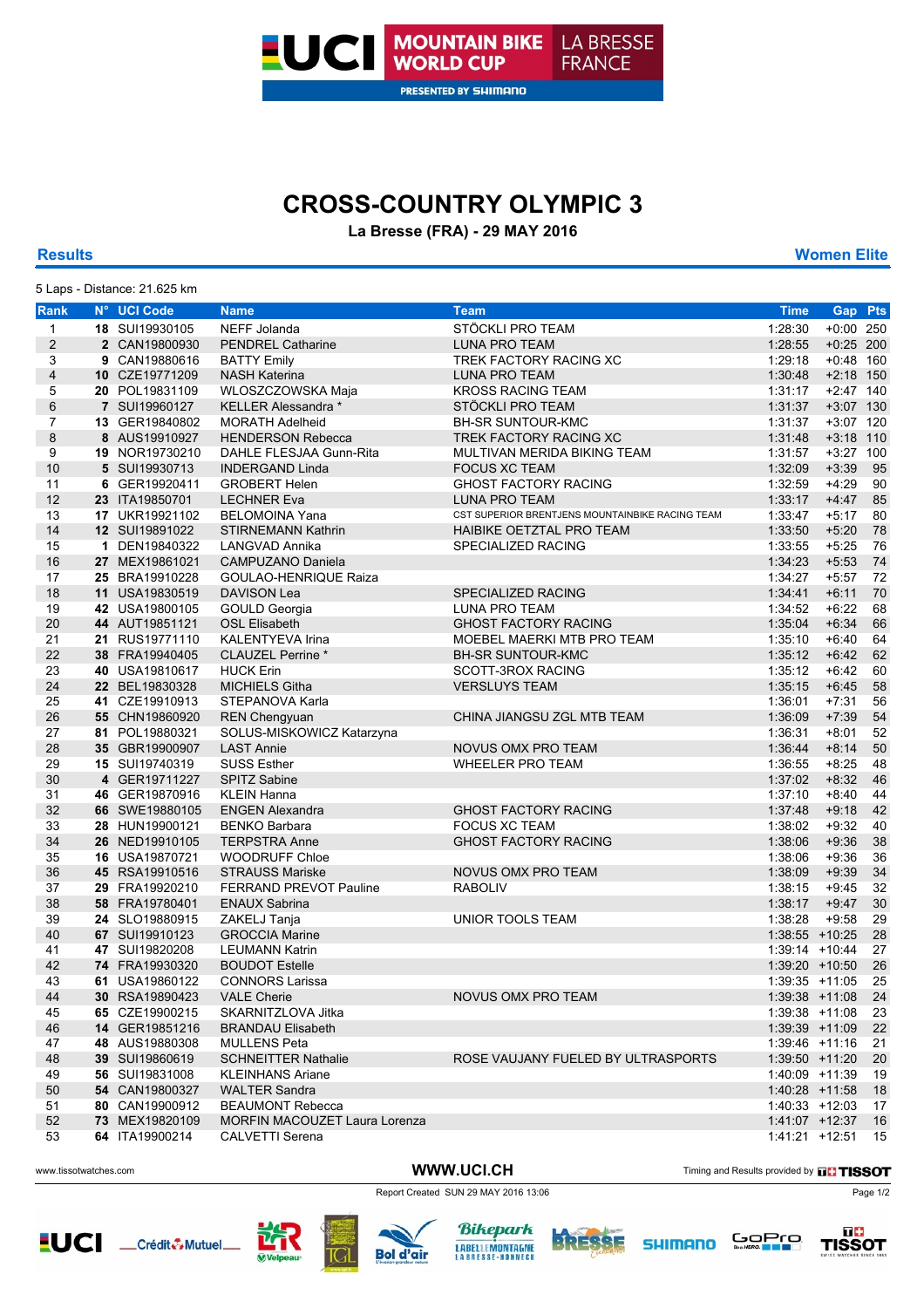# CROSS-COUNTRY OLYMPIC 3

**La Bresse (FRA) - 29 MAY 2016**

**Results** | **Women Elite**

5 Laps - Distance: 21.625 km

| Rank | N° | UCI Code | Name | Team | Time | Gap | Pts |
|---|---|---|---|---|---|---|---|
| 1 | **18** | SUI19930105 | NEFF Jolanda | STÖCKLI PRO TEAM | 1:28:30 | +0:00 | 250 |
| 2 | **2** | CAN19800930 | PENDREL Catharine | LUNA PRO TEAM | 1:28:55 | +0:25 | 200 |
| 3 | **9** | CAN19880616 | BATTY Emily | TREK FACTORY RACING XC | 1:29:18 | +0:48 | 160 |
| 4 | **10** | CZE19771209 | NASH Katerina | LUNA PRO TEAM | 1:30:48 | +2:18 | 150 |
| 5 | **20** | POL19831109 | WLOSZCZOWSKA Maja | KROSS RACING TEAM | 1:31:17 | +2:47 | 140 |
| 6 | **7** | SUI19960127 | KELLER Alessandra * | STÖCKLI PRO TEAM | 1:31:37 | +3:07 | 130 |
| 7 | **13** | GER19840802 | MORATH Adelheid | BH-SR SUNTOUR-KMC | 1:31:37 | +3:07 | 120 |
| 8 | **8** | AUS19910927 | HENDERSON Rebecca | TREK FACTORY RACING XC | 1:31:48 | +3:18 | 110 |
| 9 | **19** | NOR19730210 | DAHLE FLESJAA Gunn-Rita | MULTIVAN MERIDA BIKING TEAM | 1:31:57 | +3:27 | 100 |
| 10 | **5** | SUI19930713 | INDERGAND Linda | FOCUS XC TEAM | 1:32:09 | +3:39 | 95 |
| 11 | **6** | GER19920411 | GROBERT Helen | GHOST FACTORY RACING | 1:32:59 | +4:29 | 90 |
| 12 | **23** | ITA19850701 | LECHNER Eva | LUNA PRO TEAM | 1:33:17 | +4:47 | 85 |
| 13 | **17** | UKR19921102 | BELOMOINA Yana | CST SUPERIOR BRENTJENS MOUNTAINBIKE RACING TEAM | 1:33:47 | +5:17 | 80 |
| 14 | **12** | SUI19891022 | STIRNEMANN Kathrin | HAIBIKE OETZTAL PRO TEAM | 1:33:50 | +5:20 | 78 |
| 15 | **1** | DEN19840322 | LANGVAD Annika | SPECIALIZED RACING | 1:33:55 | +5:25 | 76 |
| 16 | **27** | MEX19861021 | CAMPUZANO Daniela | | 1:34:23 | +5:53 | 74 |
| 17 | **25** | BRA19910228 | GOULAO-HENRIQUE Raiza | | 1:34:27 | +5:57 | 72 |
| 18 | **11** | USA19830519 | DAVISON Lea | SPECIALIZED RACING | 1:34:41 | +6:11 | 70 |
| 19 | **42** | USA19800105 | GOULD Georgia | LUNA PRO TEAM | 1:34:52 | +6:22 | 68 |
| 20 | **44** | AUT19851121 | OSL Elisabeth | GHOST FACTORY RACING | 1:35:04 | +6:34 | 66 |
| 21 | **21** | RUS19771110 | KALENTYEVA Irina | MOEBEL MAERKI MTB PRO TEAM | 1:35:10 | +6:40 | 64 |
| 22 | **38** | FRA19940405 | CLAUZEL Perrine * | BH-SR SUNTOUR-KMC | 1:35:12 | +6:42 | 62 |
| 23 | **40** | USA19810617 | HUCK Erin | SCOTT-3ROX RACING | 1:35:12 | +6:42 | 60 |
| 24 | **22** | BEL19830328 | MICHIELS Githa | VERSLUYS TEAM | 1:35:15 | +6:45 | 58 |
| 25 | **41** | CZE19910913 | STEPANOVA Karla | | 1:36:01 | +7:31 | 56 |
| 26 | **55** | CHN19860920 | REN Chengyuan | CHINA JIANGSU ZGL MTB TEAM | 1:36:09 | +7:39 | 54 |
| 27 | **81** | POL19880321 | SOLUS-MISKOWICZ Katarzyna | | 1:36:31 | +8:01 | 52 |
| 28 | **35** | GBR19900907 | LAST Annie | NOVUS OMX PRO TEAM | 1:36:44 | +8:14 | 50 |
| 29 | **15** | SUI19740319 | SUSS Esther | WHEELER PRO TEAM | 1:36:55 | +8:25 | 48 |
| 30 | **4** | GER19711227 | SPITZ Sabine | | 1:37:02 | +8:32 | 46 |
| 31 | **46** | GER19870916 | KLEIN Hanna | | 1:37:10 | +8:40 | 44 |
| 32 | **66** | SWE19880105 | ENGEN Alexandra | GHOST FACTORY RACING | 1:37:48 | +9:18 | 42 |
| 33 | **28** | HUN19900121 | BENKO Barbara | FOCUS XC TEAM | 1:38:02 | +9:32 | 40 |
| 34 | **26** | NED19910105 | TERPSTRA Anne | GHOST FACTORY RACING | 1:38:06 | +9:36 | 38 |
| 35 | **16** | USA19870721 | WOODRUFF Chloe | | 1:38:06 | +9:36 | 36 |
| 36 | **45** | RSA19910516 | STRAUSS Mariske | NOVUS OMX PRO TEAM | 1:38:09 | +9:39 | 34 |
| 37 | **29** | FRA19920210 | FERRAND PREVOT Pauline | RABOLIV | 1:38:15 | +9:45 | 32 |
| 38 | **58** | FRA19780401 | ENAUX Sabrina | | 1:38:17 | +9:47 | 30 |
| 39 | **24** | SLO19880915 | ZAKELJ Tanja | UNIOR TOOLS TEAM | 1:38:28 | +9:58 | 29 |
| 40 | **67** | SUI19910123 | GROCCIA Marine | | 1:38:55 | +10:25 | 28 |
| 41 | **47** | SUI19820208 | LEUMANN Katrin | | 1:39:14 | +10:44 | 27 |
| 42 | **74** | FRA19930320 | BOUDOT Estelle | | 1:39:20 | +10:50 | 26 |
| 43 | **61** | USA19860122 | CONNORS Larissa | | 1:39:35 | +11:05 | 25 |
| 44 | **30** | RSA19890423 | VALE Cherie | NOVUS OMX PRO TEAM | 1:39:38 | +11:08 | 24 |
| 45 | **65** | CZE19900215 | SKARNITZLOVA Jitka | | 1:39:38 | +11:08 | 23 |
| 46 | **14** | GER19851216 | BRANDAU Elisabeth | | 1:39:39 | +11:09 | 22 |
| 47 | **48** | AUS19880308 | MULLENS Peta | | 1:39:46 | +11:16 | 21 |
| 48 | **39** | SUI19860619 | SCHNEITTER Nathalie | ROSE VAUJANY FUELED BY ULTRASPORTS | 1:39:50 | +11:20 | 20 |
| 49 | **56** | SUI19831008 | KLEINHANS Ariane | | 1:40:09 | +11:39 | 19 |
| 50 | **54** | CAN19800327 | WALTER Sandra | | 1:40:28 | +11:58 | 18 |
| 51 | **80** | CAN19900912 | BEAUMONT Rebecca | | 1:40:33 | +12:03 | 17 |
| 52 | **73** | MEX19820109 | MORFIN MACOUZET Laura Lorenza | | 1:41:07 | +12:37 | 16 |
| 53 | **64** | ITA19900214 | CALVETTI Serena | | 1:41:21 | +12:51 | 15 |

www.tissotwatches.com | **WWW.UCI.CH** | Timing and Results provided by TISSOT

Report Created SUN 29 MAY 2016 13:06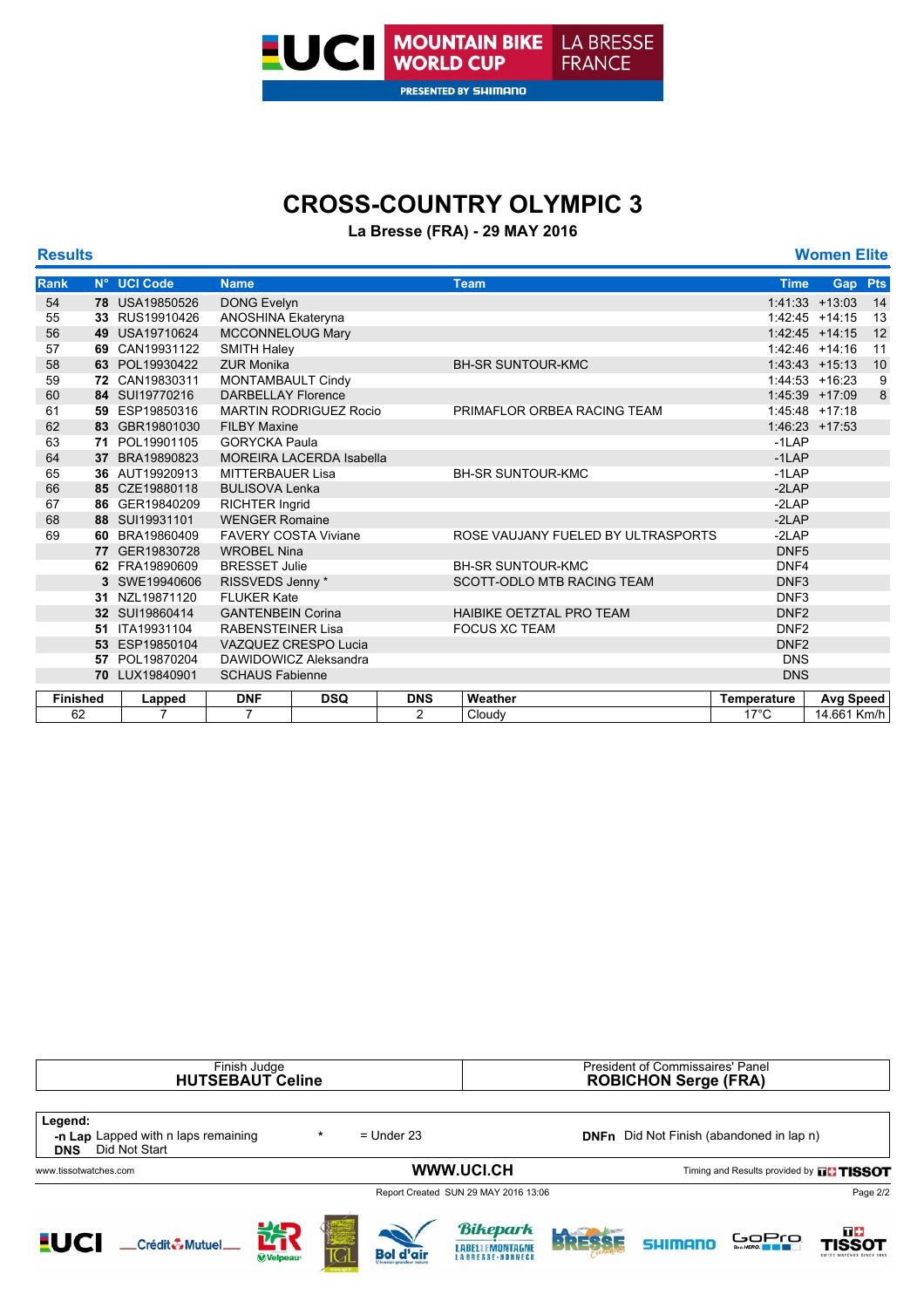# CROSS-COUNTRY OLYMPIC 3

**La Bresse (FRA) - 29 MAY 2016**

**Results** **Women Elite**

| Rank | N° | UCI Code | Name | Team | Time | Gap | Pts |
|---|---|---|---|---|---|---|---|
| 54 | 78 | USA19850526 | DONG Evelyn | | 1:41:33 | +13:03 | 14 |
| 55 | 33 | RUS19910426 | ANOSHINA Ekateryna | | 1:42:45 | +14:15 | 13 |
| 56 | 49 | USA19710624 | MCCONNELOUG Mary | | 1:42:45 | +14:15 | 12 |
| 57 | 69 | CAN19931122 | SMITH Haley | | 1:42:46 | +14:16 | 11 |
| 58 | 63 | POL19930422 | ZUR Monika | BH-SR SUNTOUR-KMC | 1:43:43 | +15:13 | 10 |
| 59 | 72 | CAN19830311 | MONTAMBAULT Cindy | | 1:44:53 | +16:23 | 9 |
| 60 | 84 | SUI19770216 | DARBELLAY Florence | | 1:45:39 | +17:09 | 8 |
| 61 | 59 | ESP19850316 | MARTIN RODRIGUEZ Rocio | PRIMAFLOR ORBEA RACING TEAM | 1:45:48 | +17:18 | |
| 62 | 83 | GBR19801030 | FILBY Maxine | | 1:46:23 | +17:53 | |
| 63 | 71 | POL19901105 | GORYCKA Paula | | -1LAP | | |
| 64 | 37 | BRA19890823 | MOREIRA LACERDA Isabella | | -1LAP | | |
| 65 | 36 | AUT19920913 | MITTERBAUER Lisa | BH-SR SUNTOUR-KMC | -1LAP | | |
| 66 | 85 | CZE19880118 | BULISOVA Lenka | | -2LAP | | |
| 67 | 86 | GER19840209 | RICHTER Ingrid | | -2LAP | | |
| 68 | 88 | SUI19931101 | WENGER Romaine | | -2LAP | | |
| 69 | 60 | BRA19860409 | FAVERY COSTA Viviane | ROSE VAUJANY FUELED BY ULTRASPORTS | -2LAP | | |
| | 77 | GER19830728 | WROBEL Nina | | DNF5 | | |
| | 62 | FRA19890609 | BRESSET Julie | BH-SR SUNTOUR-KMC | DNF4 | | |
| | 3 | SWE19940606 | RISSVEDS Jenny * | SCOTT-ODLO MTB RACING TEAM | DNF3 | | |
| | 31 | NZL19871120 | FLUKER Kate | | DNF3 | | |
| | 32 | SUI19860414 | GANTENBEIN Corina | HAIBIKE OETZTAL PRO TEAM | DNF2 | | |
| | 51 | ITA19931104 | RABENSTEINER Lisa | FOCUS XC TEAM | DNF2 | | |
| | 53 | ESP19850104 | VAZQUEZ CRESPO Lucia | | DNF2 | | |
| | 57 | POL19870204 | DAWIDOWICZ Aleksandra | | DNS | | |
| | 70 | LUX19840901 | SCHAUS Fabienne | | DNS | | |

| Finished | Lapped | DNF | DSQ | DNS | Weather | Temperature | Avg Speed |
|---|---|---|---|---|---|---|---|
| 62 | 7 | 7 | | 2 | Cloudy | 17°C | 14.661 Km/h |

| Finish Judge | President of Commissaires' Panel |
|---|---|
| **HUTSEBAUT Celine** | **ROBICHON Serge (FRA)** |

**Legend:**
**-n Lap** Lapped with n laps remaining
**DNS** Did Not Start
* = Under 23
**DNFn** Did Not Finish (abandoned in lap n)

www.tissotwatches.com | **WWW.UCI.CH** | Timing and Results provided by TISSOT

Report Created SUN 29 MAY 2016 13:06